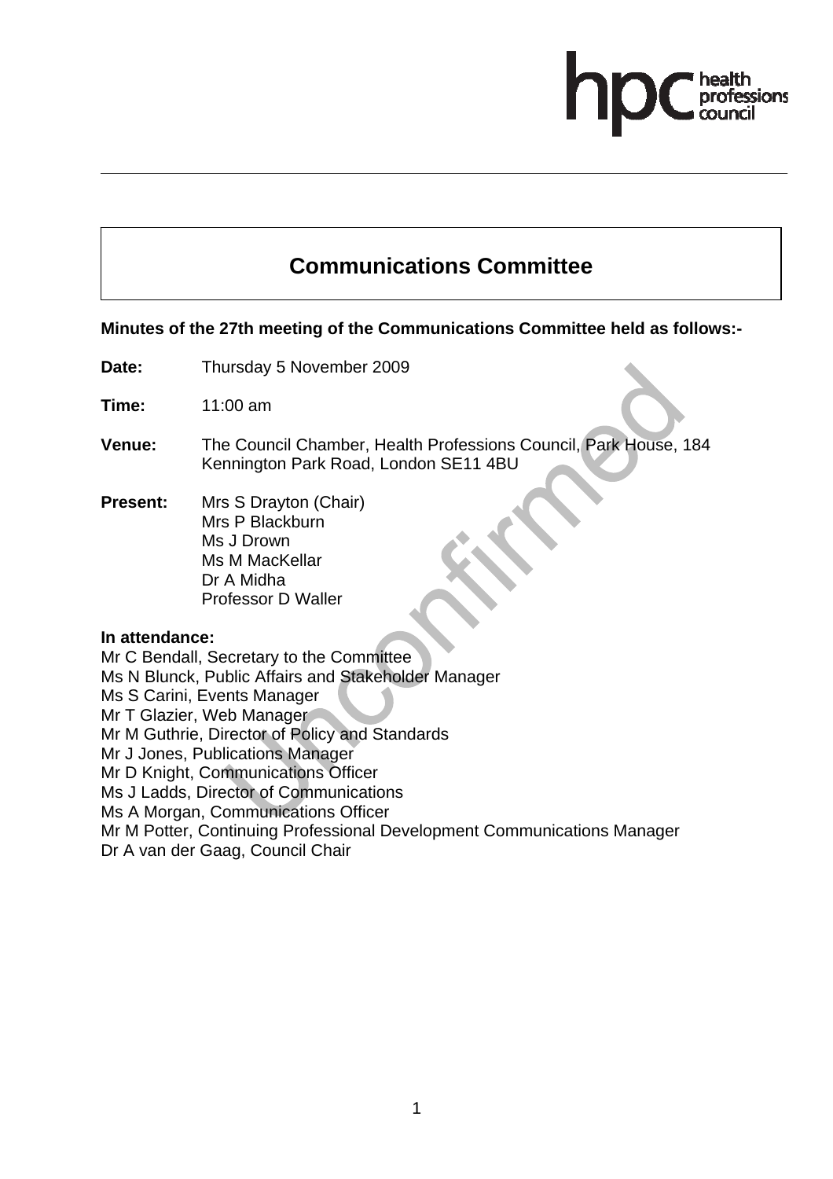# Communications Committee

**Minutes of the 27th meeting of the Communications Committee held as follows:-**

**Date:** Thursday 5 November 2009

**Time:** 11:00 am

**Venue:** The Council Chamber, Health Professions Council, Park House, 184 Kennington Park Road, London SE11 4BU

**Present:** Mrs S Drayton (Chair)
Mrs P Blackburn
Ms J Drown
Ms M MacKellar
Dr A Midha
Professor D Waller

**In attendance:**

Mr C Bendall, Secretary to the Committee
Ms N Blunck, Public Affairs and Stakeholder Manager
Ms S Carini, Events Manager
Mr T Glazier, Web Manager
Mr M Guthrie, Director of Policy and Standards
Mr J Jones, Publications Manager
Mr D Knight, Communications Officer
Ms J Ladds, Director of Communications
Ms A Morgan, Communications Officer
Mr M Potter, Continuing Professional Development Communications Manager
Dr A van der Gaag, Council Chair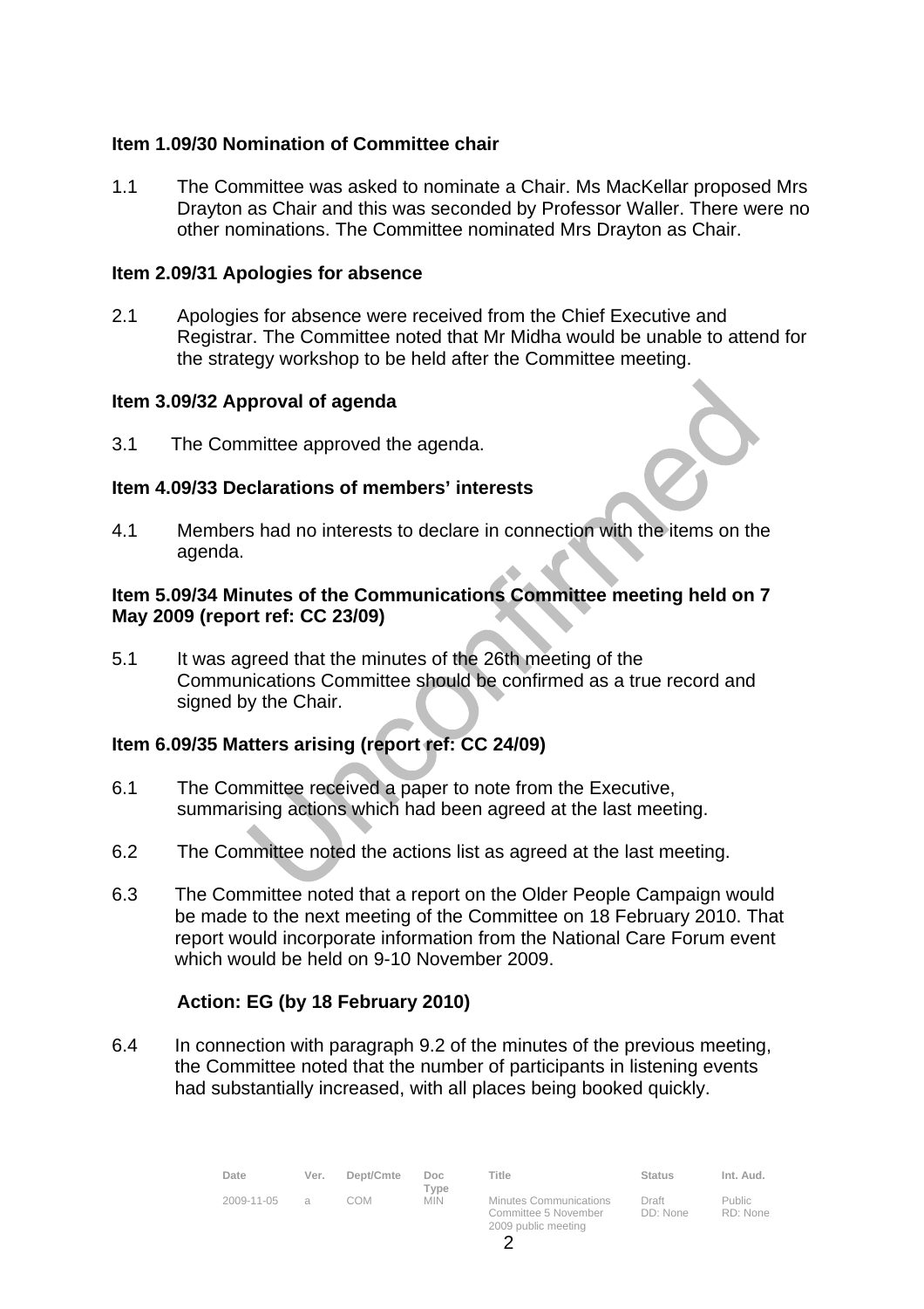**Item 1.09/30 Nomination of Committee chair**

1.1 The Committee was asked to nominate a Chair. Ms MacKellar proposed Mrs Drayton as Chair and this was seconded by Professor Waller. There were no other nominations. The Committee nominated Mrs Drayton as Chair.

**Item 2.09/31 Apologies for absence**

2.1 Apologies for absence were received from the Chief Executive and Registrar. The Committee noted that Mr Midha would be unable to attend for the strategy workshop to be held after the Committee meeting.

**Item 3.09/32 Approval of agenda**

3.1 The Committee approved the agenda.

**Item 4.09/33 Declarations of members' interests**

4.1 Members had no interests to declare in connection with the items on the agenda.

**Item 5.09/34 Minutes of the Communications Committee meeting held on 7 May 2009 (report ref: CC 23/09)**

5.1 It was agreed that the minutes of the 26th meeting of the Communications Committee should be confirmed as a true record and signed by the Chair.

**Item 6.09/35 Matters arising (report ref: CC 24/09)**

6.1 The Committee received a paper to note from the Executive, summarising actions which had been agreed at the last meeting.

6.2 The Committee noted the actions list as agreed at the last meeting.

6.3 The Committee noted that a report on the Older People Campaign would be made to the next meeting of the Committee on 18 February 2010. That report would incorporate information from the National Care Forum event which would be held on 9-10 November 2009.

**Action: EG (by 18 February 2010)**

6.4 In connection with paragraph 9.2 of the minutes of the previous meeting, the Committee noted that the number of participants in listening events had substantially increased, with all places being booked quickly.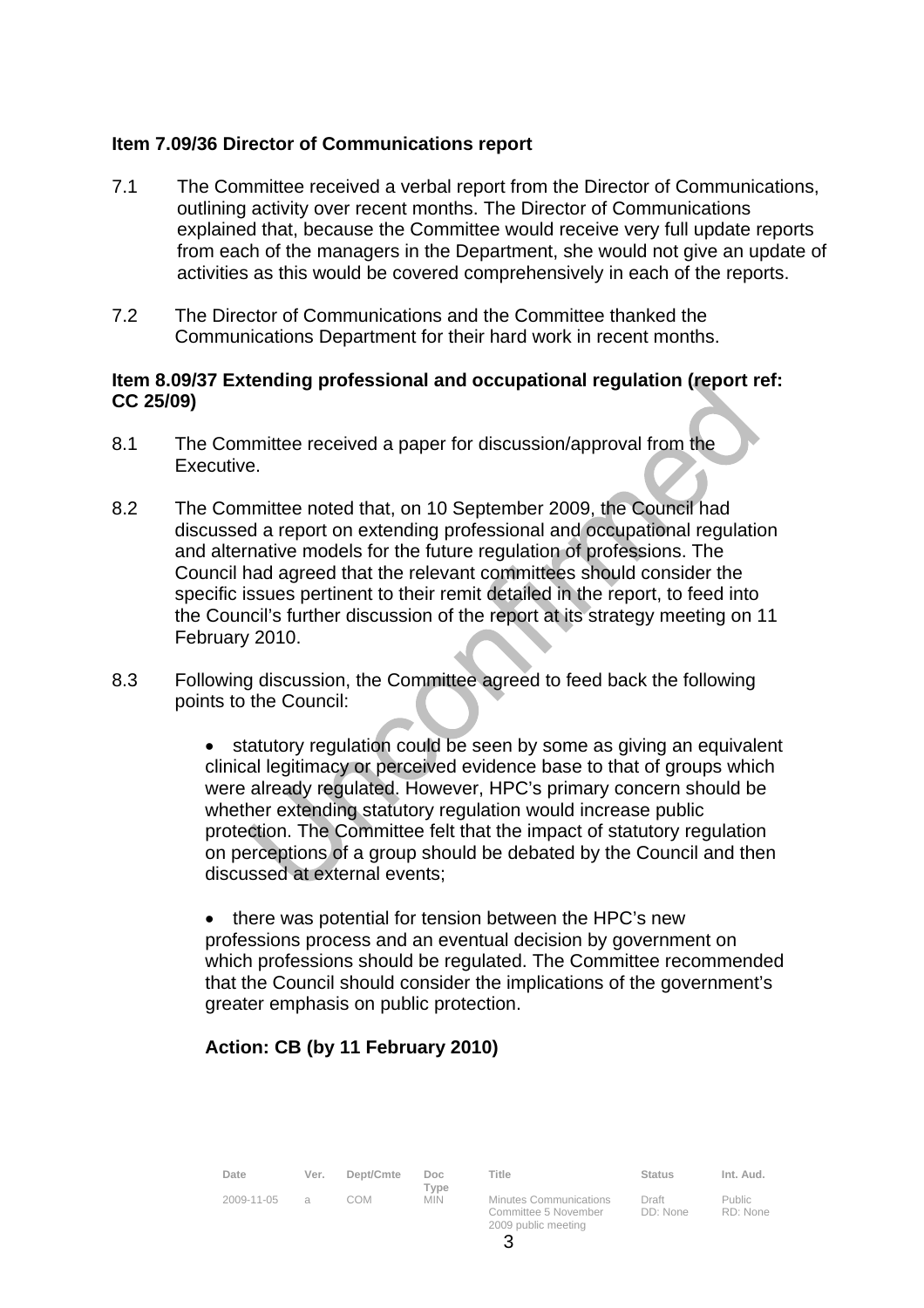**Item 7.09/36 Director of Communications report**

7.1 The Committee received a verbal report from the Director of Communications, outlining activity over recent months. The Director of Communications explained that, because the Committee would receive very full update reports from each of the managers in the Department, she would not give an update of activities as this would be covered comprehensively in each of the reports.

7.2 The Director of Communications and the Committee thanked the Communications Department for their hard work in recent months.

**Item 8.09/37 Extending professional and occupational regulation (report ref: CC 25/09)**

8.1 The Committee received a paper for discussion/approval from the Executive.

8.2 The Committee noted that, on 10 September 2009, the Council had discussed a report on extending professional and occupational regulation and alternative models for the future regulation of professions. The Council had agreed that the relevant committees should consider the specific issues pertinent to their remit detailed in the report, to feed into the Council's further discussion of the report at its strategy meeting on 11 February 2010.

8.3 Following discussion, the Committee agreed to feed back the following points to the Council:

- statutory regulation could be seen by some as giving an equivalent clinical legitimacy or perceived evidence base to that of groups which were already regulated. However, HPC's primary concern should be whether extending statutory regulation would increase public protection. The Committee felt that the impact of statutory regulation on perceptions of a group should be debated by the Council and then discussed at external events;

- there was potential for tension between the HPC's new professions process and an eventual decision by government on which professions should be regulated. The Committee recommended that the Council should consider the implications of the government's greater emphasis on public protection.

**Action: CB (by 11 February 2010)**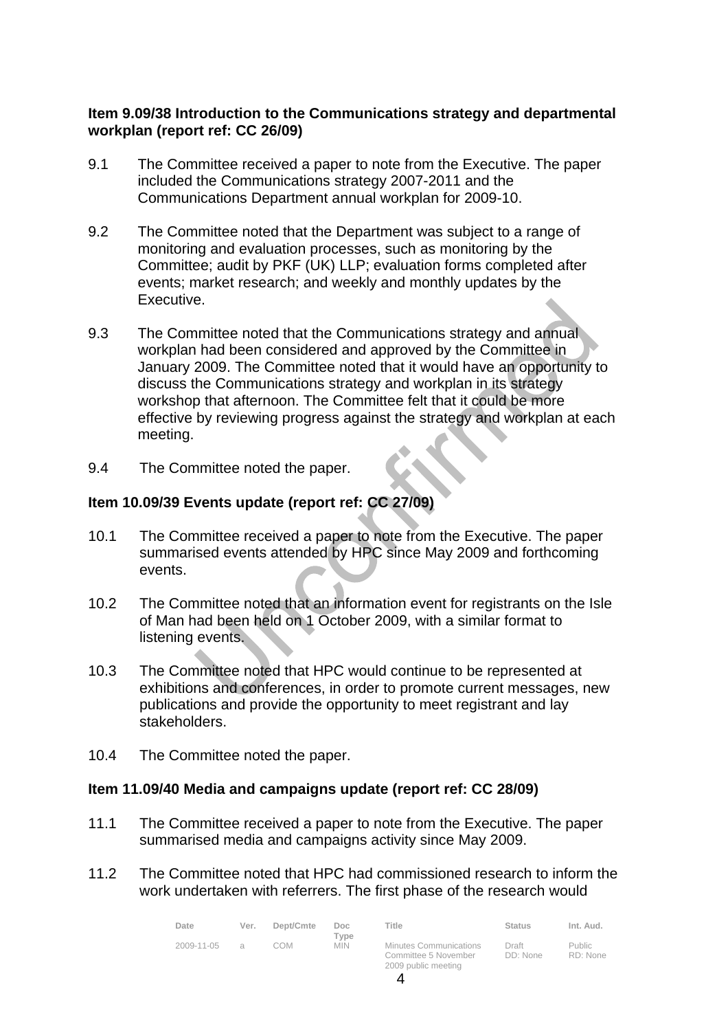**Item 9.09/38 Introduction to the Communications strategy and departmental workplan (report ref: CC 26/09)**

9.1 The Committee received a paper to note from the Executive. The paper included the Communications strategy 2007-2011 and the Communications Department annual workplan for 2009-10.

9.2 The Committee noted that the Department was subject to a range of monitoring and evaluation processes, such as monitoring by the Committee; audit by PKF (UK) LLP; evaluation forms completed after events; market research; and weekly and monthly updates by the Executive.

9.3 The Committee noted that the Communications strategy and annual workplan had been considered and approved by the Committee in January 2009. The Committee noted that it would have an opportunity to discuss the Communications strategy and workplan in its strategy workshop that afternoon. The Committee felt that it could be more effective by reviewing progress against the strategy and workplan at each meeting.

9.4 The Committee noted the paper.

**Item 10.09/39 Events update (report ref: CC 27/09)**

10.1 The Committee received a paper to note from the Executive. The paper summarised events attended by HPC since May 2009 and forthcoming events.

10.2 The Committee noted that an information event for registrants on the Isle of Man had been held on 1 October 2009, with a similar format to listening events.

10.3 The Committee noted that HPC would continue to be represented at exhibitions and conferences, in order to promote current messages, new publications and provide the opportunity to meet registrant and lay stakeholders.

10.4 The Committee noted the paper.

**Item 11.09/40 Media and campaigns update (report ref: CC 28/09)**

11.1 The Committee received a paper to note from the Executive. The paper summarised media and campaigns activity since May 2009.

11.2 The Committee noted that HPC had commissioned research to inform the work undertaken with referrers. The first phase of the research would

| Date | Ver. | Dept/Cmte | Doc Type | Title | Status | Int. Aud. |
|---|---|---|---|---|---|---|
| 2009-11-05 | a | COM | MIN | Minutes Communications Committee 5 November 2009 public meeting | Draft DD: None | Public RD: None |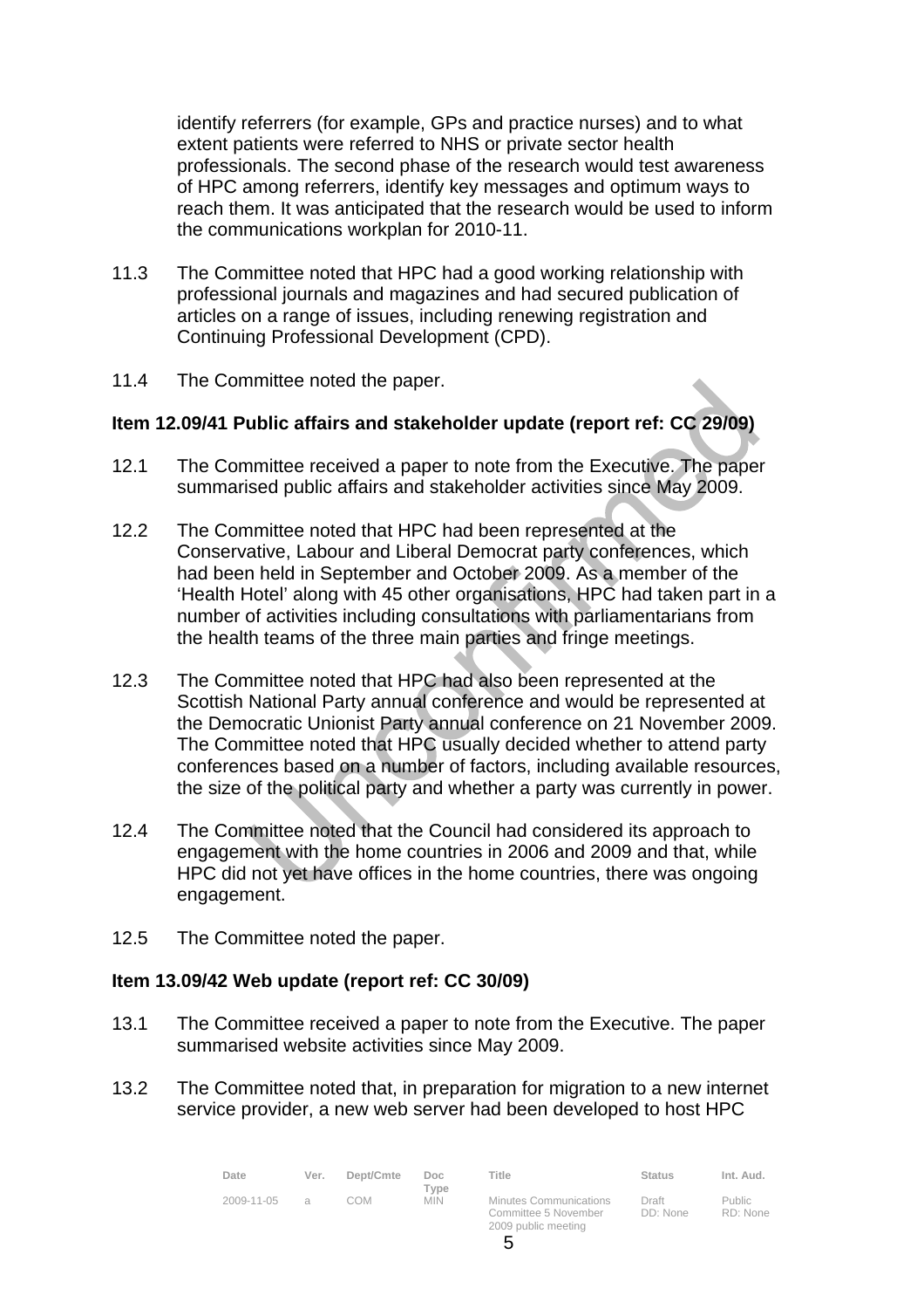identify referrers (for example, GPs and practice nurses) and to what extent patients were referred to NHS or private sector health professionals. The second phase of the research would test awareness of HPC among referrers, identify key messages and optimum ways to reach them. It was anticipated that the research would be used to inform the communications workplan for 2010-11.

11.3 The Committee noted that HPC had a good working relationship with professional journals and magazines and had secured publication of articles on a range of issues, including renewing registration and Continuing Professional Development (CPD).

11.4 The Committee noted the paper.

**Item 12.09/41 Public affairs and stakeholder update (report ref: CC 29/09)**

12.1 The Committee received a paper to note from the Executive. The paper summarised public affairs and stakeholder activities since May 2009.

12.2 The Committee noted that HPC had been represented at the Conservative, Labour and Liberal Democrat party conferences, which had been held in September and October 2009. As a member of the 'Health Hotel' along with 45 other organisations, HPC had taken part in a number of activities including consultations with parliamentarians from the health teams of the three main parties and fringe meetings.

12.3 The Committee noted that HPC had also been represented at the Scottish National Party annual conference and would be represented at the Democratic Unionist Party annual conference on 21 November 2009. The Committee noted that HPC usually decided whether to attend party conferences based on a number of factors, including available resources, the size of the political party and whether a party was currently in power.

12.4 The Committee noted that the Council had considered its approach to engagement with the home countries in 2006 and 2009 and that, while HPC did not yet have offices in the home countries, there was ongoing engagement.

12.5 The Committee noted the paper.

**Item 13.09/42 Web update (report ref: CC 30/09)**

13.1 The Committee received a paper to note from the Executive. The paper summarised website activities since May 2009.

13.2 The Committee noted that, in preparation for migration to a new internet service provider, a new web server had been developed to host HPC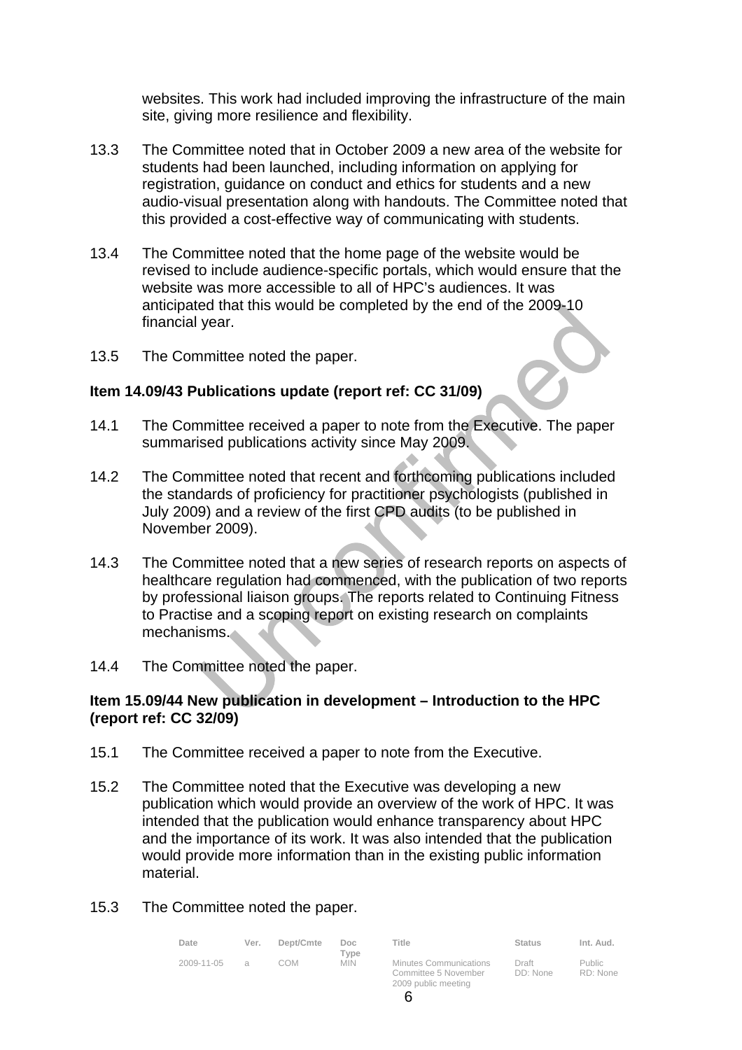websites. This work had included improving the infrastructure of the main site, giving more resilience and flexibility.

13.3 The Committee noted that in October 2009 a new area of the website for students had been launched, including information on applying for registration, guidance on conduct and ethics for students and a new audio-visual presentation along with handouts. The Committee noted that this provided a cost-effective way of communicating with students.

13.4 The Committee noted that the home page of the website would be revised to include audience-specific portals, which would ensure that the website was more accessible to all of HPC's audiences. It was anticipated that this would be completed by the end of the 2009-10 financial year.

13.5 The Committee noted the paper.

**Item 14.09/43 Publications update (report ref: CC 31/09)**

14.1 The Committee received a paper to note from the Executive. The paper summarised publications activity since May 2009.

14.2 The Committee noted that recent and forthcoming publications included the standards of proficiency for practitioner psychologists (published in July 2009) and a review of the first CPD audits (to be published in November 2009).

14.3 The Committee noted that a new series of research reports on aspects of healthcare regulation had commenced, with the publication of two reports by professional liaison groups. The reports related to Continuing Fitness to Practise and a scoping report on existing research on complaints mechanisms.

14.4 The Committee noted the paper.

**Item 15.09/44 New publication in development – Introduction to the HPC (report ref: CC 32/09)**

15.1 The Committee received a paper to note from the Executive.

15.2 The Committee noted that the Executive was developing a new publication which would provide an overview of the work of HPC. It was intended that the publication would enhance transparency about HPC and the importance of its work. It was also intended that the publication would provide more information than in the existing public information material.

15.3 The Committee noted the paper.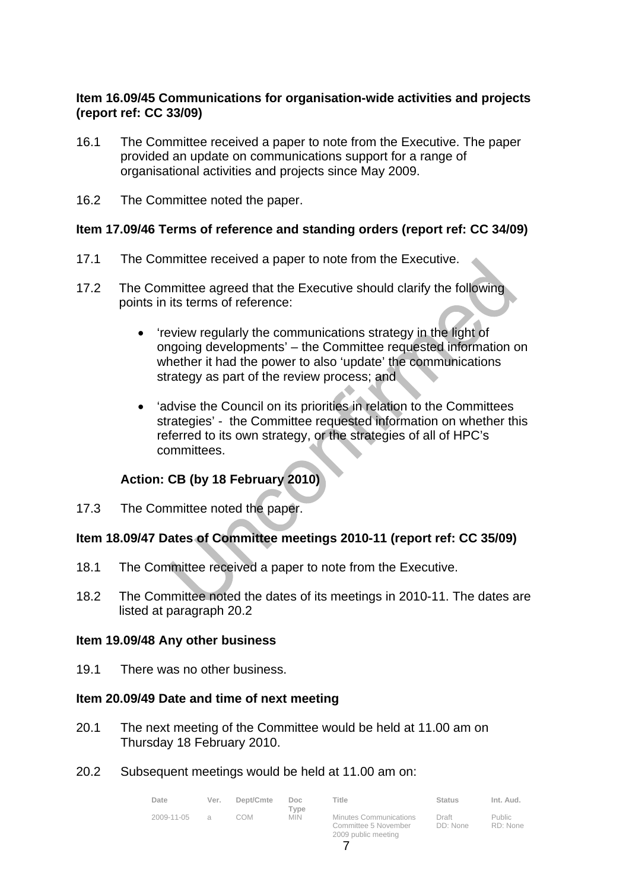**Item 16.09/45 Communications for organisation-wide activities and projects (report ref: CC 33/09)**

16.1 The Committee received a paper to note from the Executive. The paper provided an update on communications support for a range of organisational activities and projects since May 2009.

16.2 The Committee noted the paper.

**Item 17.09/46 Terms of reference and standing orders (report ref: CC 34/09)**

17.1 The Committee received a paper to note from the Executive.

17.2 The Committee agreed that the Executive should clarify the following points in its terms of reference:

- 'review regularly the communications strategy in the light of ongoing developments' – the Committee requested information on whether it had the power to also 'update' the communications strategy as part of the review process; and

- 'advise the Council on its priorities in relation to the Committees strategies' - the Committee requested information on whether this referred to its own strategy, or the strategies of all of HPC's committees.

**Action: CB (by 18 February 2010)**

17.3 The Committee noted the paper.

**Item 18.09/47 Dates of Committee meetings 2010-11 (report ref: CC 35/09)**

18.1 The Committee received a paper to note from the Executive.

18.2 The Committee noted the dates of its meetings in 2010-11. The dates are listed at paragraph 20.2

**Item 19.09/48 Any other business**

19.1 There was no other business.

**Item 20.09/49 Date and time of next meeting**

20.1 The next meeting of the Committee would be held at 11.00 am on Thursday 18 February 2010.

20.2 Subsequent meetings would be held at 11.00 am on: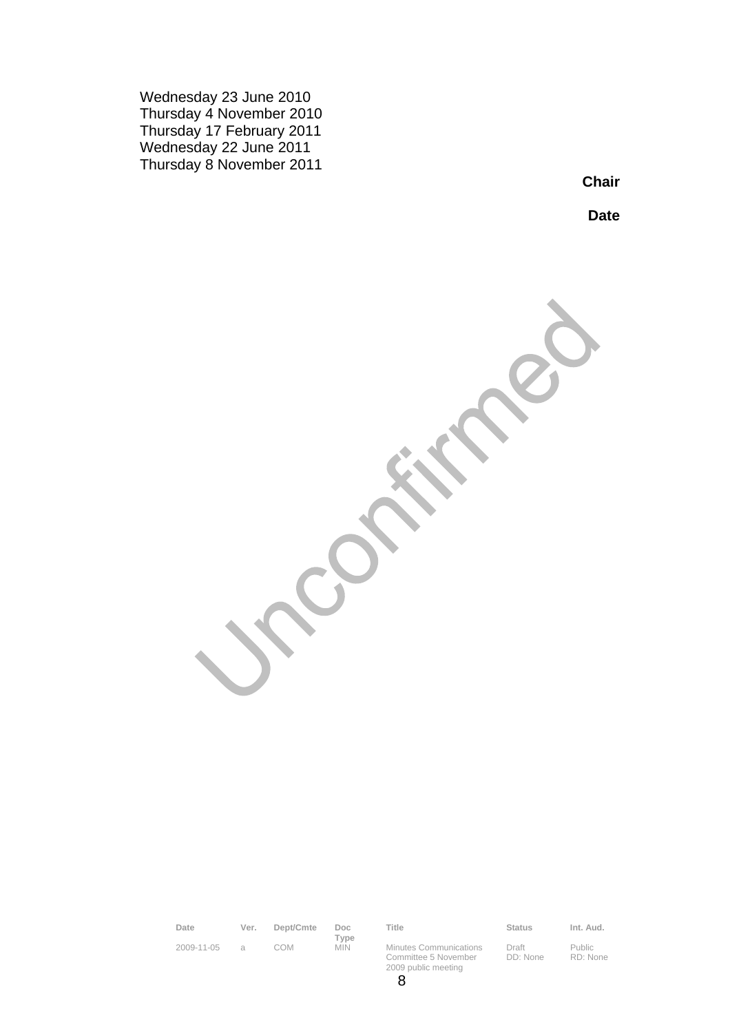Wednesday 23 June 2010
Thursday 4 November 2010
Thursday 17 February 2011
Wednesday 22 June 2011
Thursday 8 November 2011

**Chair**

**Date**

Unconfirmed

| Date | Ver. | Dept/Cmte | Doc Type | Title | Status | Int. Aud. |
|---|---|---|---|---|---|---|
| 2009-11-05 | a | COM | MIN | Minutes Communications Committee 5 November 2009 public meeting | Draft DD: None | Public RD: None |